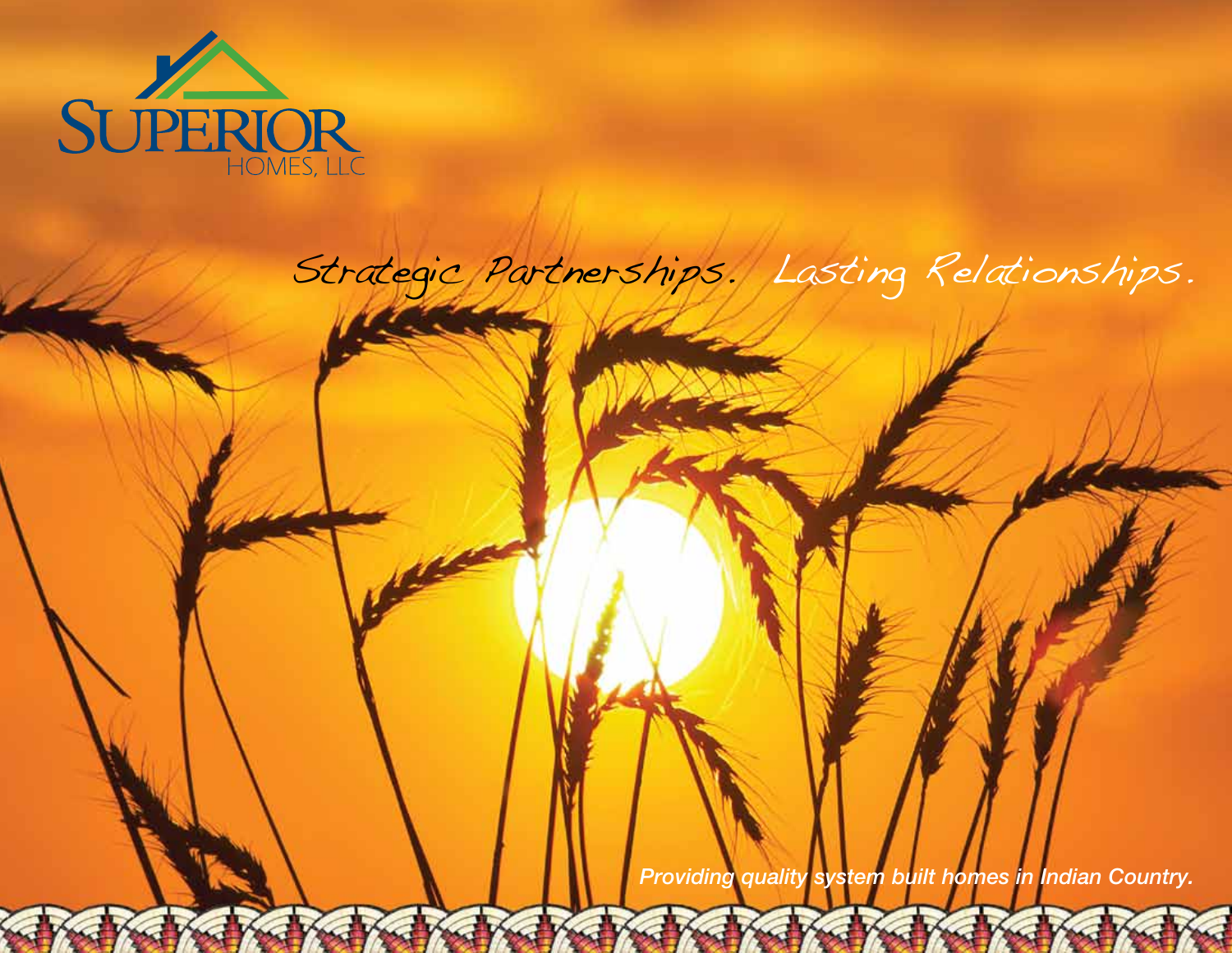# SUPERIOR HOMES, LLC

## Strategic Partnerships. Lasting Relationships.

*Providing quality system built homes in Indian Country.*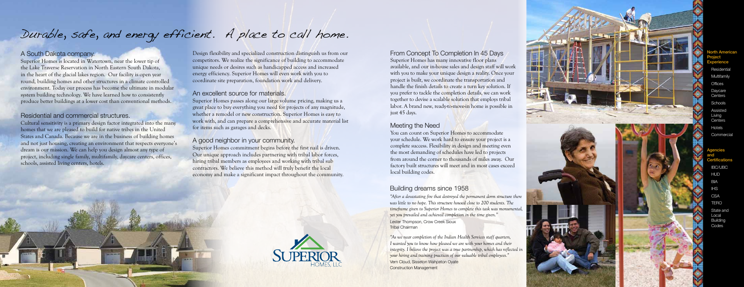# Durable, safe, and energy efficient. A place to call home.

## A South Dakota company.

Superior Homes is located in Watertown, near the lower tip of the Lake Traverse Reservation in North Eastern South Dakota, in the heart of the glacial lakes region. Our facility is open year round, building homes and other structures in a climate controlled environment. Today our process has become the ultimate in modular system building technology. We have learned how to consistently produce better buildings at a lower cost than conventional methods.

## Residential and commercial structures.

Cultural sensitivity is a primary design factor integrated into the many homes that we are pleased to build for native tribes in the United States and Canada. Because we are in the business of building homes and not just housing, creating an environment that respects everyone's dream is our mission. We can help you design almost any type of project, including single family, multifamily, daycare centers, offices, schools, assisted living centers, hotels.

Design flexibility and specialized construction distinguish us from our competitors. We realize the significance of building to accommodate unique needs or desires such as handicapped access and increased energy efficiency. Superior Homes will even work with you to coordinate site preparation, foundation work and delivery.

## An excellent source for materials.

Superior Homes passes along our large volume pricing, making us a great place to buy everything you need for projects of any magnitude, whether a remodel or new construction. Superior Homes is easy to work with, and can prepare a comprehensive and accurate material list for items such as garages and decks.

## A good neighbor in your community.

Superior Homes commitment begins before the first nail is driven. Our unique approach includes partnering with tribal labor forces, hiring tribal members as employees and working with tribal sub contractors. We believe this method will truly benefit the local economy and make a significant impact throughout the community.

## From Concept To Completion In 45 Days

Superior Homes has many innovative floor plans available, and our in-house sales and design staff will work with you to make your unique design a reality. Once your project is built, we coordinate the transportation and handle the finish details to create a turn key solution. If you prefer to tackle the completion details, we can work together to devise a scalable solution that employs tribal labor. A brand new, ready-to-move-in home is possible in just 45 days.

## Meeting the Need

You can count on Superior Homes to accommodate your schedule. We work hard to ensure your project is a complete success. Flexibility in design and meeting even the most demanding of schedules have led to projects from around the corner to thousands of miles away. Our factory built structures will meet and in most cases exceed local building codes.

## Building dreams since 1958

*"After a devastating fire that destroyed the permanent dorm structure there was little to no hope. This structure housed close to 200 students. The timeframe given to Superior Homes to complete this task was monumental, yet you prevailed and achieved completion in the time given."*

Lester Thompson, Crow Creek Sioux
Tribal Chairman

*"As we near completion of the Indian Health Services staff quarters, I wanted you to know how pleased we are with your homes and their integrity. I believe the project was a true partnership, which has reflected in your hiring and training practices of our valuable tribal employees."*

Vern Cloud, Sisseton Wahpeton Oyate
Construction Management

SUPERIOR HOMES, LLC

### North American Project Experience

- Residential
- Multifamily
- Offices
- Daycare Centers
- Schools
- Assisted Living Centers
- Hotels
- Commercial

### Agencies and Certifications

- IBC/UBC
- HUD
- BIA
- IHS
- CSA
- TERO
- State and Local Building Codes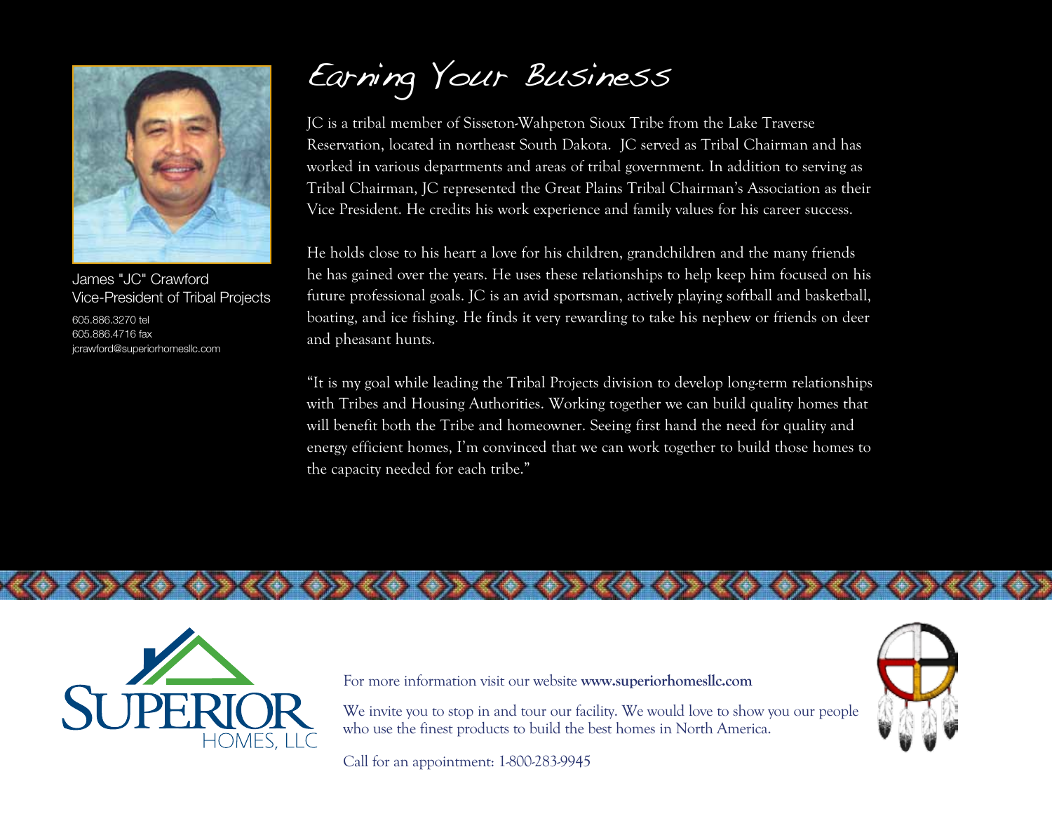James "JC" Crawford
Vice-President of Tribal Projects

605.886.3270 tel
605.886.4716 fax
jcrawford@superiorhomesllc.com

# Earning Your Business

JC is a tribal member of Sisseton-Wahpeton Sioux Tribe from the Lake Traverse Reservation, located in northeast South Dakota. JC served as Tribal Chairman and has worked in various departments and areas of tribal government. In addition to serving as Tribal Chairman, JC represented the Great Plains Tribal Chairman's Association as their Vice President. He credits his work experience and family values for his career success.

He holds close to his heart a love for his children, grandchildren and the many friends he has gained over the years. He uses these relationships to help keep him focused on his future professional goals. JC is an avid sportsman, actively playing softball and basketball, boating, and ice fishing. He finds it very rewarding to take his nephew or friends on deer and pheasant hunts.

"It is my goal while leading the Tribal Projects division to develop long-term relationships with Tribes and Housing Authorities. Working together we can build quality homes that will benefit both the Tribe and homeowner. Seeing first hand the need for quality and energy efficient homes, I'm convinced that we can work together to build those homes to the capacity needed for each tribe."

SUPERIOR HOMES, LLC

For more information visit our website **www.superiorhomesllc.com**

We invite you to stop in and tour our facility. We would love to show you our people who use the finest products to build the best homes in North America.

Call for an appointment: 1-800-283-9945